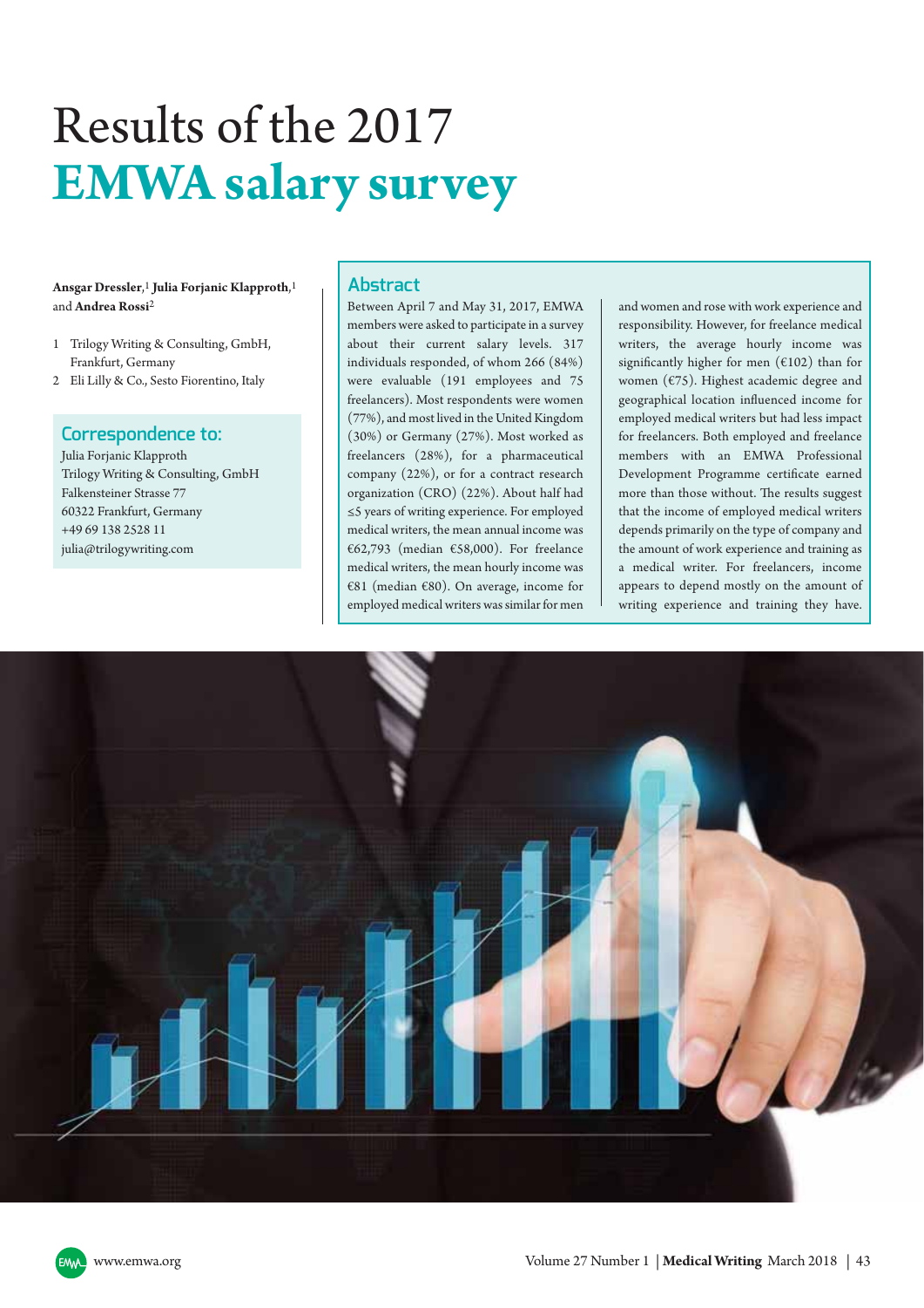# Results of the 2017 **EMWA salary survey**

**Ansgar Dressler**,[1] **Julia Forjanic Klapproth**,[1] and **Andrea Rossi**[2]

1. Trilogy Writing & Consulting, GmbH, Frankfurt, Germany
2. Eli Lilly & Co., Sesto Fiorentino, Italy

## Correspondence to:

Julia Forjanic Klapproth
Trilogy Writing & Consulting, GmbH
Falkensteiner Strasse 77
60322 Frankfurt, Germany
+49 69 138 2528 11
julia@trilogywriting.com

## Abstract

Between April 7 and May 31, 2017, EMWA members were asked to participate in a survey about their current salary levels. 317 individuals responded, of whom 266 (84%) were evaluable (191 employees and 75 freelancers). Most respondents were women (77%), and most lived in the United Kingdom (30%) or Germany (27%). Most worked as freelancers (28%), for a pharmaceutical company (22%), or for a contract research organization (CRO) (22%). About half had ≤5 years of writing experience. For employed medical writers, the mean annual income was €62,793 (median €58,000). For freelance medical writers, the mean hourly income was €81 (median €80). On average, income for employed medical writers was similar for men and women and rose with work experience and responsibility. However, for freelance medical writers, the average hourly income was significantly higher for men (€102) than for women (€75). Highest academic degree and geographical location influenced income for employed medical writers but had less impact for freelancers. Both employed and freelance members with an EMWA Professional Development Programme certificate earned more than those without. The results suggest that the income of employed medical writers depends primarily on the type of company and the amount of work experience and training as a medical writer. For freelancers, income appears to depend mostly on the amount of writing experience and training they have.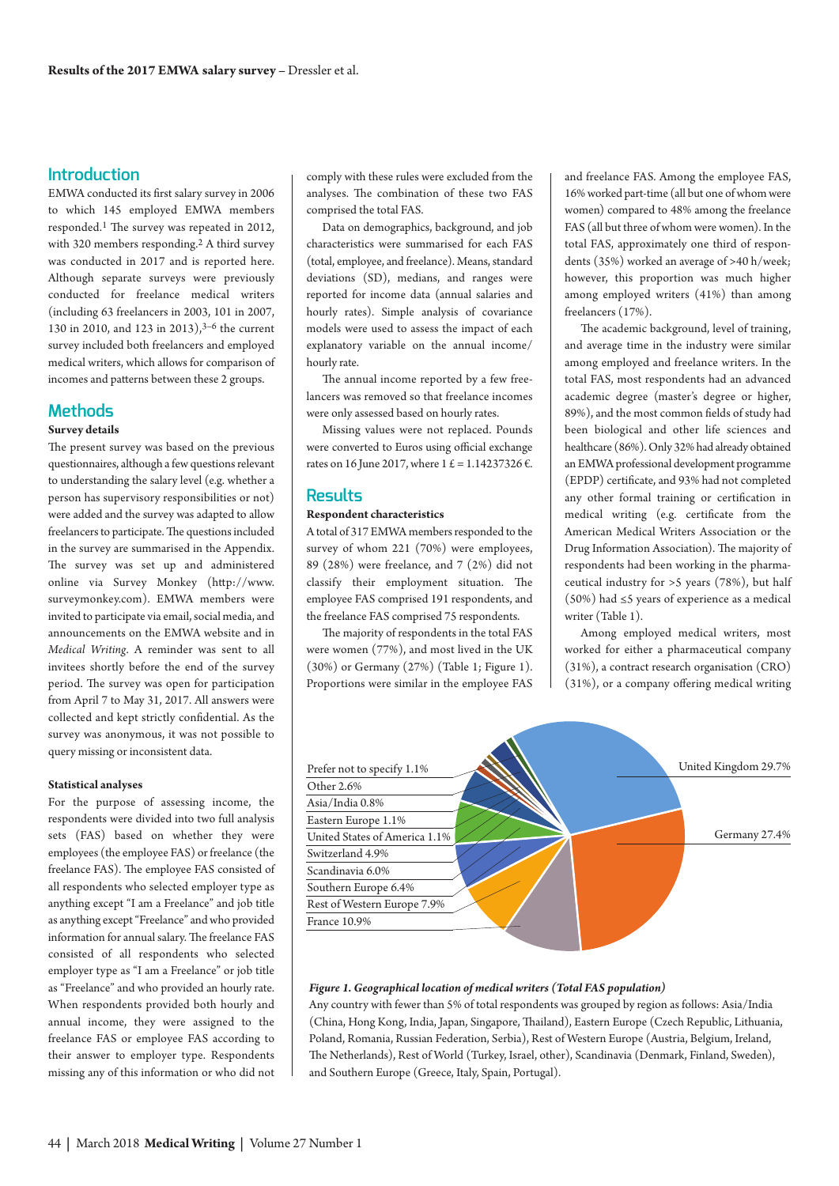## Introduction

EMWA conducted its first salary survey in 2006 to which 145 employed EMWA members responded.[1] The survey was repeated in 2012, with 320 members responding.[2] A third survey was conducted in 2017 and is reported here. Although separate surveys were previously conducted for freelance medical writers (including 63 freelancers in 2003, 101 in 2007, 130 in 2010, and 123 in 2013),[3–6] the current survey included both freelancers and employed medical writers, which allows for comparison of incomes and patterns between these 2 groups.

## Methods

### Survey details

The present survey was based on the previous questionnaires, although a few questions relevant to understanding the salary level (e.g. whether a person has supervisory responsibilities or not) were added and the survey was adapted to allow freelancers to participate. The questions included in the survey are summarised in the Appendix. The survey was set up and administered online via Survey Monkey (http://www.surveymonkey.com). EMWA members were invited to participate via email, social media, and announcements on the EMWA website and in *Medical Writing*. A reminder was sent to all invitees shortly before the end of the survey period. The survey was open for participation from April 7 to May 31, 2017. All answers were collected and kept strictly confidential. As the survey was anonymous, it was not possible to query missing or inconsistent data.

### Statistical analyses

For the purpose of assessing income, the respondents were divided into two full analysis sets (FAS) based on whether they were employees (the employee FAS) or freelance (the freelance FAS). The employee FAS consisted of all respondents who selected employer type as anything except "I am a Freelance" and job title as anything except "Freelance" and who provided information for annual salary. The freelance FAS consisted of all respondents who selected employer type as "I am a Freelance" or job title as "Freelance" and who provided an hourly rate. When respondents provided both hourly and annual income, they were assigned to the freelance FAS or employee FAS according to their answer to employer type. Respondents missing any of this information or who did not comply with these rules were excluded from the analyses. The combination of these two FAS comprised the total FAS.

Data on demographics, background, and job characteristics were summarised for each FAS (total, employee, and freelance). Means, standard deviations (SD), medians, and ranges were reported for income data (annual salaries and hourly rates). Simple analysis of covariance models were used to assess the impact of each explanatory variable on the annual income/hourly rate.

The annual income reported by a few freelancers was removed so that freelance incomes were only assessed based on hourly rates.

Missing values were not replaced. Pounds were converted to Euros using official exchange rates on 16 June 2017, where 1 £ = 1.14237326 €.

## Results

### Respondent characteristics

A total of 317 EMWA members responded to the survey of whom 221 (70%) were employees, 89 (28%) were freelance, and 7 (2%) did not classify their employment situation. The employee FAS comprised 191 respondents, and the freelance FAS comprised 75 respondents.

The majority of respondents in the total FAS were women (77%), and most lived in the UK (30%) or Germany (27%) (Table 1; Figure 1). Proportions were similar in the employee FAS and freelance FAS. Among the employee FAS, 16% worked part-time (all but one of whom were women) compared to 48% among the freelance FAS (all but three of whom were women). In the total FAS, approximately one third of respondents (35%) worked an average of >40 h/week; however, this proportion was much higher among employed writers (41%) than among freelancers (17%).

The academic background, level of training, and average time in the industry were similar among employed and freelance writers. In the total FAS, most respondents had an advanced academic degree (master's degree or higher, 89%), and the most common fields of study had been biological and other life sciences and healthcare (86%). Only 32% had already obtained an EMWA professional development programme (EPDP) certificate, and 93% had not completed any other formal training or certification in medical writing (e.g. certificate from the American Medical Writers Association or the Drug Information Association). The majority of respondents had been working in the pharmaceutical industry for >5 years (78%), but half (50%) had ≤5 years of experience as a medical writer (Table 1).

Among employed medical writers, most worked for either a pharmaceutical company (31%), a contract research organisation (CRO) (31%), or a company offering medical writing

| Location | % |
|---|---|
| United Kingdom | 29.7% |
| Germany | 27.4% |
| France | 10.9% |
| Rest of Western Europe | 7.9% |
| Southern Europe | 6.4% |
| Scandinavia | 6.0% |
| Switzerland | 4.9% |
| United States of America | 1.1% |
| Eastern Europe | 1.1% |
| Asia/India | 0.8% |
| Other | 2.6% |
| Prefer not to specify | 1.1% |

***Figure 1. Geographical location of medical writers (Total FAS population)***

Any country with fewer than 5% of total respondents was grouped by region as follows: Asia/India (China, Hong Kong, India, Japan, Singapore, Thailand), Eastern Europe (Czech Republic, Lithuania, Poland, Romania, Russian Federation, Serbia), Rest of Western Europe (Austria, Belgium, Ireland, The Netherlands), Rest of World (Turkey, Israel, other), Scandinavia (Denmark, Finland, Sweden), and Southern Europe (Greece, Italy, Spain, Portugal).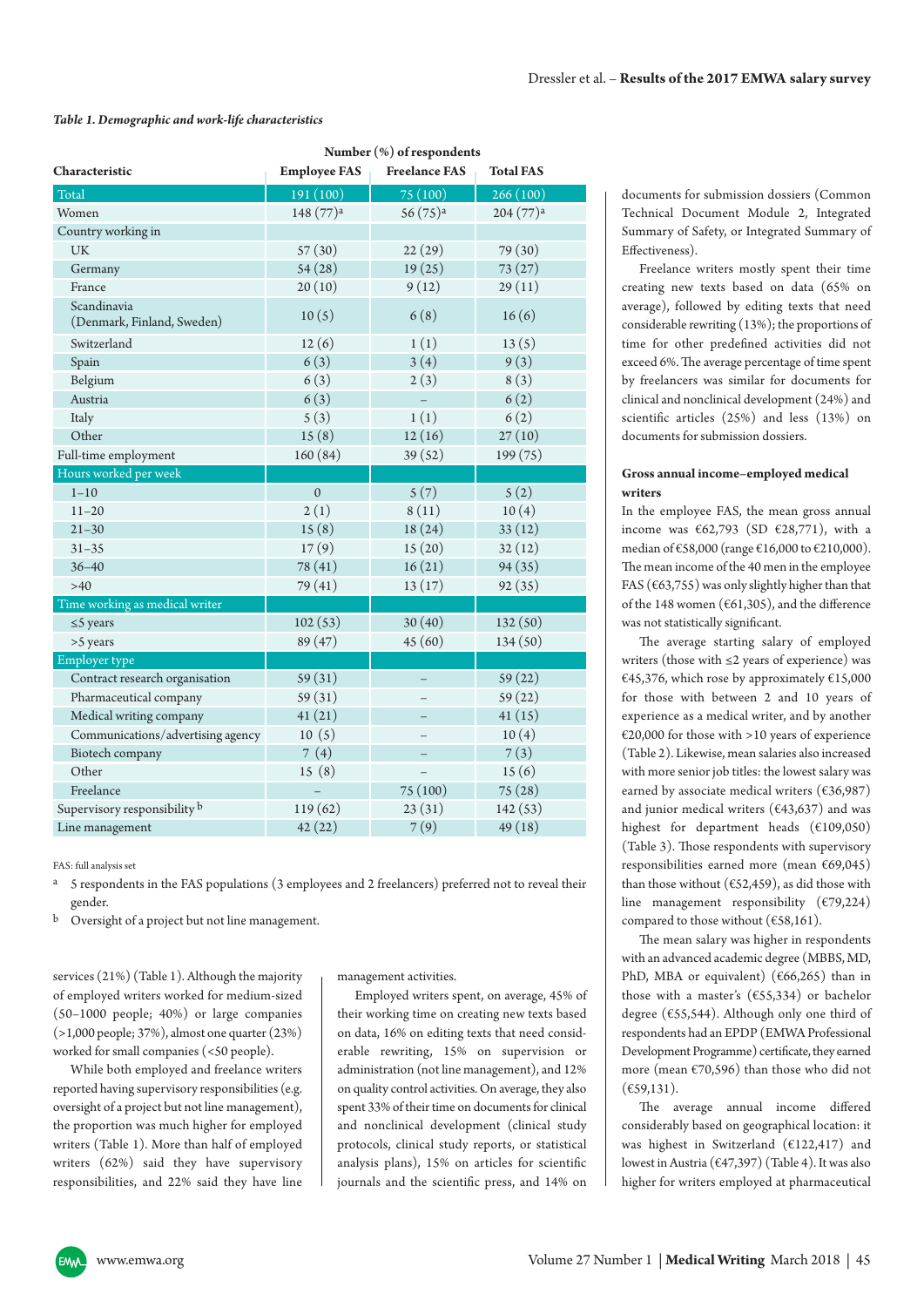*Table 1. Demographic and work-life characteristics*

| Characteristic | Number (%) of respondents | | |
|---|---|---|---|
| | Employee FAS | Freelance FAS | Total FAS |
| Total | 191 (100) | 75 (100) | 266 (100) |
| Women | 148 (77)[a] | 56 (75)[a] | 204 (77)[a] |
| Country working in | | | |
| UK | 57 (30) | 22 (29) | 79 (30) |
| Germany | 54 (28) | 19 (25) | 73 (27) |
| France | 20 (10) | 9 (12) | 29 (11) |
| Scandinavia (Denmark, Finland, Sweden) | 10 (5) | 6 (8) | 16 (6) |
| Switzerland | 12 (6) | 1 (1) | 13 (5) |
| Spain | 6 (3) | 3 (4) | 9 (3) |
| Belgium | 6 (3) | 2 (3) | 8 (3) |
| Austria | 6 (3) | – | 6 (2) |
| Italy | 5 (3) | 1 (1) | 6 (2) |
| Other | 15 (8) | 12 (16) | 27 (10) |
| Full-time employment | 160 (84) | 39 (52) | 199 (75) |
| Hours worked per week | | | |
| 1–10 | 0 | 5 (7) | 5 (2) |
| 11–20 | 2 (1) | 8 (11) | 10 (4) |
| 21–30 | 15 (8) | 18 (24) | 33 (12) |
| 31–35 | 17 (9) | 15 (20) | 32 (12) |
| 36–40 | 78 (41) | 16 (21) | 94 (35) |
| >40 | 79 (41) | 13 (17) | 92 (35) |
| Time working as medical writer | | | |
| ≤5 years | 102 (53) | 30 (40) | 132 (50) |
| >5 years | 89 (47) | 45 (60) | 134 (50) |
| Employer type | | | |
| Contract research organisation | 59 (31) | – | 59 (22) |
| Pharmaceutical company | 59 (31) | – | 59 (22) |
| Medical writing company | 41 (21) | – | 41 (15) |
| Communications/advertising agency | 10 (5) | – | 10 (4) |
| Biotech company | 7 (4) | – | 7 (3) |
| Other | 15 (8) | – | 15 (6) |
| Freelance | – | 75 (100) | 75 (28) |
| Supervisory responsibility[b] | 119 (62) | 23 (31) | 142 (53) |
| Line management | 42 (22) | 7 (9) | 49 (18) |

FAS: full analysis set

[a] 5 respondents in the FAS populations (3 employees and 2 freelancers) preferred not to reveal their gender.

[b] Oversight of a project but not line management.

services (21%) (Table 1). Although the majority of employed writers worked for medium-sized (50–1000 people; 40%) or large companies (>1,000 people; 37%), almost one quarter (23%) worked for small companies (<50 people).

While both employed and freelance writers reported having supervisory responsibilities (e.g. oversight of a project but not line management), the proportion was much higher for employed writers (Table 1). More than half of employed writers (62%) said they have supervisory responsibilities, and 22% said they have line management activities.

Employed writers spent, on average, 45% of their working time on creating new texts based on data, 16% on editing texts that need considerable rewriting, 15% on supervision or administration (not line management), and 12% on quality control activities. On average, they also spent 33% of their time on documents for clinical and nonclinical development (clinical study protocols, clinical study reports, or statistical analysis plans), 15% on articles for scientific journals and the scientific press, and 14% on documents for submission dossiers (Common Technical Document Module 2, Integrated Summary of Safety, or Integrated Summary of Effectiveness).

Freelance writers mostly spent their time creating new texts based on data (65% on average), followed by editing texts that need considerable rewriting (13%); the proportions of time for other predefined activities did not exceed 6%. The average percentage of time spent by freelancers was similar for documents for clinical and nonclinical development (24%) and scientific articles (25%) and less (13%) on documents for submission dossiers.

### Gross annual income–employed medical writers

In the employee FAS, the mean gross annual income was €62,793 (SD €28,771), with a median of €58,000 (range €16,000 to €210,000). The mean income of the 40 men in the employee FAS (€63,755) was only slightly higher than that of the 148 women (€61,305), and the difference was not statistically significant.

The average starting salary of employed writers (those with ≤2 years of experience) was €45,376, which rose by approximately €15,000 for those with between 2 and 10 years of experience as a medical writer, and by another €20,000 for those with >10 years of experience (Table 2). Likewise, mean salaries also increased with more senior job titles: the lowest salary was earned by associate medical writers (€36,987) and junior medical writers (€43,637) and was highest for department heads (€109,050) (Table 3). Those respondents with supervisory responsibilities earned more (mean €69,045) than those without (€52,459), as did those with line management responsibility (€79,224) compared to those without (€58,161).

The mean salary was higher in respondents with an advanced academic degree (MBBS, MD, PhD, MBA or equivalent) (€66,265) than in those with a master's (€55,334) or bachelor degree (€55,544). Although only one third of respondents had an EPDP (EMWA Professional Development Programme) certificate, they earned more (mean €70,596) than those who did not (€59,131).

The average annual income differed considerably based on geographical location: it was highest in Switzerland (€122,417) and lowest in Austria (€47,397) (Table 4). It was also higher for writers employed at pharmaceutical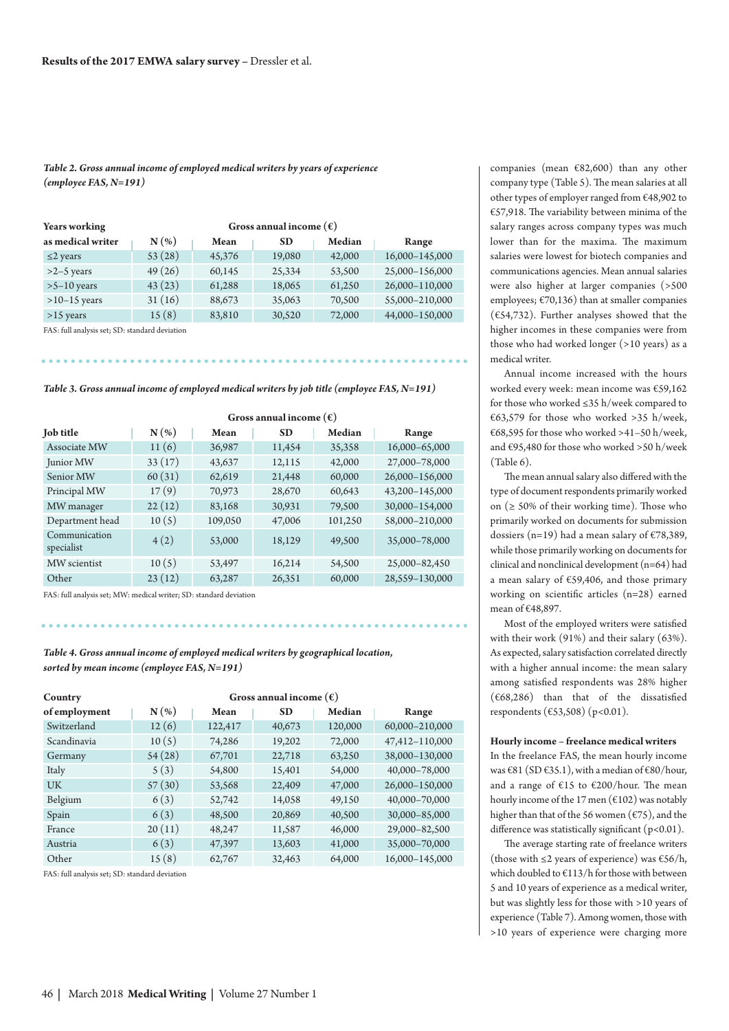*Table 2. Gross annual income of employed medical writers by years of experience (employee FAS, N=191)*

| Years working as medical writer | N (%) | Gross annual income (€) | | | |
|---|---|---|---|---|---|
| | | Mean | SD | Median | Range |
| ≤2 years | 53 (28) | 45,376 | 19,080 | 42,000 | 16,000–145,000 |
| >2–5 years | 49 (26) | 60,145 | 25,334 | 53,500 | 25,000–156,000 |
| >5–10 years | 43 (23) | 61,288 | 18,065 | 61,250 | 26,000–110,000 |
| >10–15 years | 31 (16) | 88,673 | 35,063 | 70,500 | 55,000–210,000 |
| >15 years | 15 (8) | 83,810 | 30,520 | 72,000 | 44,000–150,000 |

FAS: full analysis set; SD: standard deviation

*Table 3. Gross annual income of employed medical writers by job title (employee FAS, N=191)*

| Job title | N (%) | Gross annual income (€) | | | |
|---|---|---|---|---|---|
| | | Mean | SD | Median | Range |
| Associate MW | 11 (6) | 36,987 | 11,454 | 35,358 | 16,000–65,000 |
| Junior MW | 33 (17) | 43,637 | 12,115 | 42,000 | 27,000–78,000 |
| Senior MW | 60 (31) | 62,619 | 21,448 | 60,000 | 26,000–156,000 |
| Principal MW | 17 (9) | 70,973 | 28,670 | 60,643 | 43,200–145,000 |
| MW manager | 22 (12) | 83,168 | 30,931 | 79,500 | 30,000–154,000 |
| Department head | 10 (5) | 109,050 | 47,006 | 101,250 | 58,000–210,000 |
| Communication specialist | 4 (2) | 53,000 | 18,129 | 49,500 | 35,000–78,000 |
| MW scientist | 10 (5) | 53,497 | 16,214 | 54,500 | 25,000–82,450 |
| Other | 23 (12) | 63,287 | 26,351 | 60,000 | 28,559–130,000 |

FAS: full analysis set; MW: medical writer; SD: standard deviation

*Table 4. Gross annual income of employed medical writers by geographical location, sorted by mean income (employee FAS, N=191)*

| Country of employment | N (%) | Gross annual income (€) | | | |
|---|---|---|---|---|---|
| | | Mean | SD | Median | Range |
| Switzerland | 12 (6) | 122,417 | 40,673 | 120,000 | 60,000–210,000 |
| Scandinavia | 10 (5) | 74,286 | 19,202 | 72,000 | 47,412–110,000 |
| Germany | 54 (28) | 67,701 | 22,718 | 63,250 | 38,000–130,000 |
| Italy | 5 (3) | 54,800 | 15,401 | 54,000 | 40,000–78,000 |
| UK | 57 (30) | 53,568 | 22,409 | 47,000 | 26,000–150,000 |
| Belgium | 6 (3) | 52,742 | 14,058 | 49,150 | 40,000–70,000 |
| Spain | 6 (3) | 48,500 | 20,869 | 40,500 | 30,000–85,000 |
| France | 20 (11) | 48,247 | 11,587 | 46,000 | 29,000–82,500 |
| Austria | 6 (3) | 47,397 | 13,603 | 41,000 | 35,000–70,000 |
| Other | 15 (8) | 62,767 | 32,463 | 64,000 | 16,000–145,000 |

FAS: full analysis set; SD: standard deviation

companies (mean €82,600) than any other company type (Table 5). The mean salaries at all other types of employer ranged from €48,902 to €57,918. The variability between minima of the salary ranges across company types was much lower than for the maxima. The maximum salaries were lowest for biotech companies and communications agencies. Mean annual salaries were also higher at larger companies (>500 employees; €70,136) than at smaller companies (€54,732). Further analyses showed that the higher incomes in these companies were from those who had worked longer (>10 years) as a medical writer.

Annual income increased with the hours worked every week: mean income was €59,162 for those who worked ≤35 h/week compared to €63,579 for those who worked >35 h/week, €68,595 for those who worked >41–50 h/week, and €95,480 for those who worked >50 h/week (Table 6).

The mean annual salary also differed with the type of document respondents primarily worked on (≥ 50% of their working time). Those who primarily worked on documents for submission dossiers (n=19) had a mean salary of €78,389, while those primarily working on documents for clinical and nonclinical development (n=64) had a mean salary of €59,406, and those primary working on scientific articles (n=28) earned mean of €48,897.

Most of the employed writers were satisfied with their work (91%) and their salary (63%). As expected, salary satisfaction correlated directly with a higher annual income: the mean salary among satisfied respondents was 28% higher (€68,286) than that of the dissatisfied respondents (€53,508) ($p<0.01$).

### Hourly income – freelance medical writers

In the freelance FAS, the mean hourly income was €81 (SD €35.1), with a median of €80/hour, and a range of €15 to €200/hour. The mean hourly income of the 17 men (€102) was notably higher than that of the 56 women (€75), and the difference was statistically significant ($p<0.01$).

The average starting rate of freelance writers (those with ≤2 years of experience) was €56/h, which doubled to €113/h for those with between 5 and 10 years of experience as a medical writer, but was slightly less for those with >10 years of experience (Table 7). Among women, those with >10 years of experience were charging more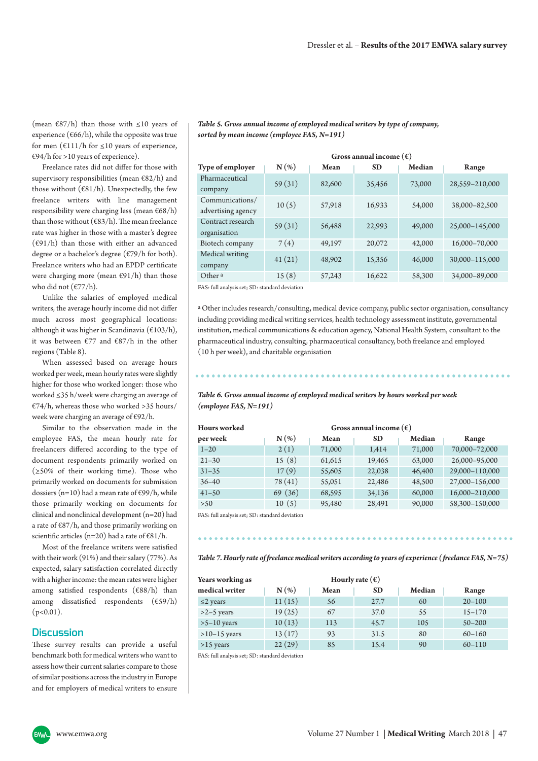(mean €87/h) than those with ≤10 years of experience (€66/h), while the opposite was true for men (€111/h for ≤10 years of experience, €94/h for >10 years of experience).

Freelance rates did not differ for those with supervisory responsibilities (mean €82/h) and those without (€81/h). Unexpectedly, the few freelance writers with line management responsibility were charging less (mean €68/h) than those without (€83/h). The mean freelance rate was higher in those with a master's degree (€91/h) than those with either an advanced degree or a bachelor's degree (€79/h for both). Freelance writers who had an EPDP certificate were charging more (mean €91/h) than those who did not (€77/h).

Unlike the salaries of employed medical writers, the average hourly income did not differ much across most geographical locations: although it was higher in Scandinavia (€103/h), it was between €77 and €87/h in the other regions (Table 8).

When assessed based on average hours worked per week, mean hourly rates were slightly higher for those who worked longer: those who worked ≤35 h/week were charging an average of €74/h, whereas those who worked >35 hours/week were charging an average of €92/h.

Similar to the observation made in the employee FAS, the mean hourly rate for freelancers differed according to the type of document respondents primarily worked on (≥50% of their working time). Those who primarily worked on documents for submission dossiers (n=10) had a mean rate of €99/h, while those primarily working on documents for clinical and nonclinical development (n=20) had a rate of €87/h, and those primarily working on scientific articles (n=20) had a rate of €81/h.

Most of the freelance writers were satisfied with their work (91%) and their salary (77%). As expected, salary satisfaction correlated directly with a higher income: the mean rates were higher among satisfied respondents (€88/h) than among dissatisfied respondents (€59/h) ($p<0.01$).

## Discussion

These survey results can provide a useful benchmark both for medical writers who want to assess how their current salaries compare to those of similar positions across the industry in Europe and for employers of medical writers to ensure

*Table 5. Gross annual income of employed medical writers by type of company, sorted by mean income (employee FAS, N=191)*

| Type of employer | N (%) | Gross annual income (€) Mean | SD | Median | Range |
|---|---|---|---|---|---|
| Pharmaceutical company | 59 (31) | 82,600 | 35,456 | 73,000 | 28,559–210,000 |
| Communications/ advertising agency | 10 (5) | 57,918 | 16,933 | 54,000 | 38,000–82,500 |
| Contract research organisation | 59 (31) | 56,488 | 22,993 | 49,000 | 25,000–145,000 |
| Biotech company | 7 (4) | 49,197 | 20,072 | 42,000 | 16,000–70,000 |
| Medical writing company | 41 (21) | 48,902 | 15,356 | 46,000 | 30,000–115,000 |
| Other [a] | 15 (8) | 57,243 | 16,622 | 58,300 | 34,000–89,000 |

FAS: full analysis set; SD: standard deviation

[a] Other includes research/consulting, medical device company, public sector organisation, consultancy including providing medical writing services, health technology assessment institute, governmental institution, medical communications & education agency, National Health System, consultant to the pharmaceutical industry, consulting, pharmaceutical consultancy, both freelance and employed (10 h per week), and charitable organisation

*Table 6. Gross annual income of employed medical writers by hours worked per week (employee FAS, N=191)*

| Hours worked per week | N (%) | Gross annual income (€) Mean | SD | Median | Range |
|---|---|---|---|---|---|
| 1–20 | 2 (1) | 71,000 | 1,414 | 71,000 | 70,000–72,000 |
| 21–30 | 15 (8) | 61,615 | 19,465 | 63,000 | 26,000–95,000 |
| 31–35 | 17 (9) | 55,605 | 22,038 | 46,400 | 29,000–110,000 |
| 36–40 | 78 (41) | 55,051 | 22,486 | 48,500 | 27,000–156,000 |
| 41–50 | 69 (36) | 68,595 | 34,136 | 60,000 | 16,000–210,000 |
| >50 | 10 (5) | 95,480 | 28,491 | 90,000 | 58,300–150,000 |

FAS: full analysis set; SD: standard deviation

*Table 7. Hourly rate of freelance medical writers according to years of experience (freelance FAS, N=75)*

| Years working as medical writer | N (%) | Hourly rate (€) Mean | SD | Median | Range |
|---|---|---|---|---|---|
| ≤2 years | 11 (15) | 56 | 27.7 | 60 | 20–100 |
| >2–5 years | 19 (25) | 67 | 37.0 | 55 | 15–170 |
| >5–10 years | 10 (13) | 113 | 45.7 | 105 | 50–200 |
| >10–15 years | 13 (17) | 93 | 31.5 | 80 | 60–160 |
| >15 years | 22 (29) | 85 | 15.4 | 90 | 60–110 |

FAS: full analysis set; SD: standard deviation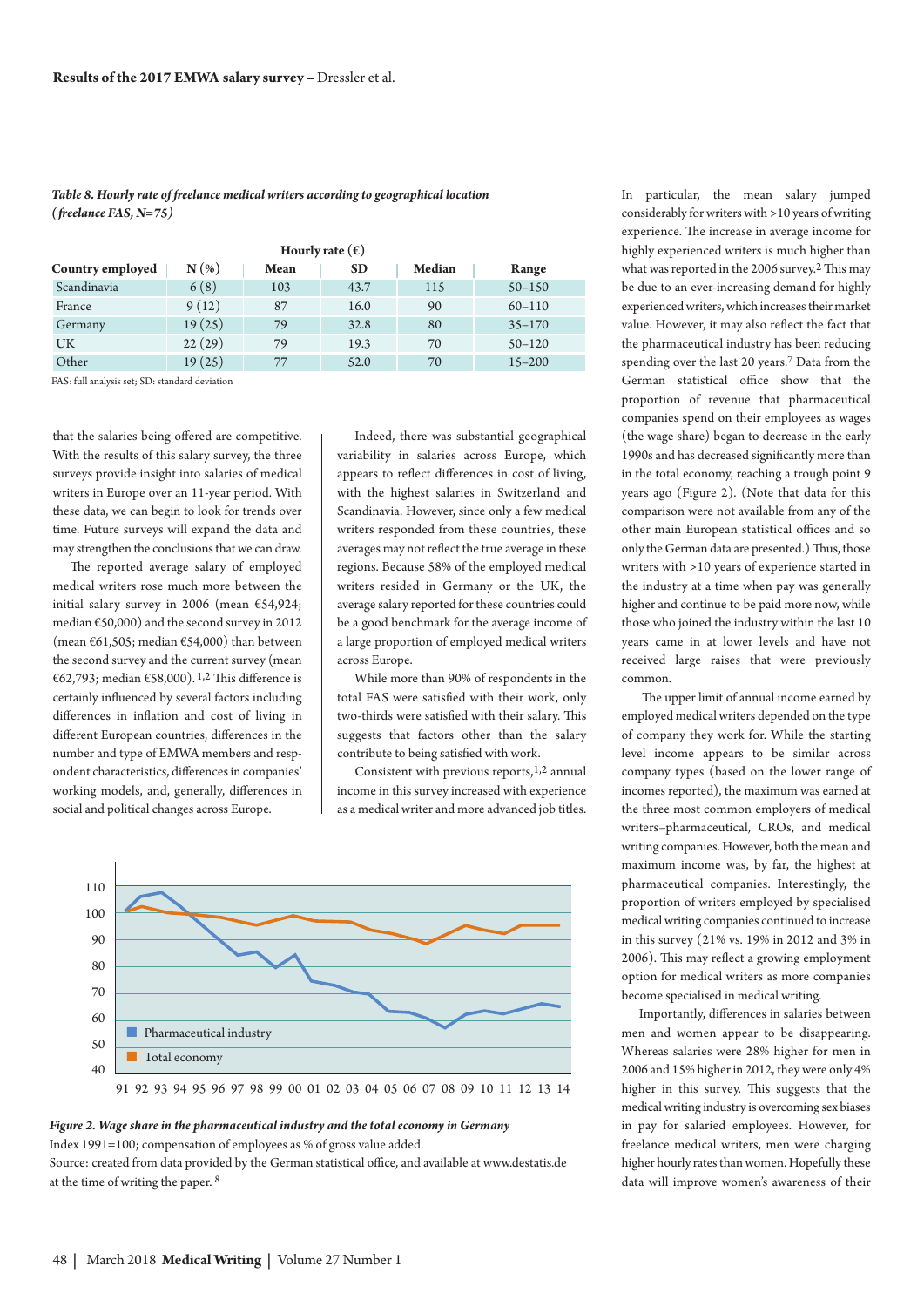*Table 8. Hourly rate of freelance medical writers according to geographical location (freelance FAS, N=75)*

| Country employed | N (%) | Hourly rate (€) | | | |
|---|---|---|---|---|---|
| | | Mean | SD | Median | Range |
| Scandinavia | 6 (8) | 103 | 43.7 | 115 | 50–150 |
| France | 9 (12) | 87 | 16.0 | 90 | 60–110 |
| Germany | 19 (25) | 79 | 32.8 | 80 | 35–170 |
| UK | 22 (29) | 79 | 19.3 | 70 | 50–120 |
| Other | 19 (25) | 77 | 52.0 | 70 | 15–200 |

FAS: full analysis set; SD: standard deviation

that the salaries being offered are competitive. With the results of this salary survey, the three surveys provide insight into salaries of medical writers in Europe over an 11-year period. With these data, we can begin to look for trends over time. Future surveys will expand the data and may strengthen the conclusions that we can draw.

The reported average salary of employed medical writers rose much more between the initial salary survey in 2006 (mean €54,924; median €50,000) and the second survey in 2012 (mean €61,505; median €54,000) than between the second survey and the current survey (mean €62,793; median €58,000).[1,2] This difference is certainly influenced by several factors including differences in inflation and cost of living in different European countries, differences in the number and type of EMWA members and respondent characteristics, differences in companies' working models, and, generally, differences in social and political changes across Europe.

Indeed, there was substantial geographical variability in salaries across Europe, which appears to reflect differences in cost of living, with the highest salaries in Switzerland and Scandinavia. However, since only a few medical writers responded from these countries, these averages may not reflect the true average in these regions. Because 58% of the employed medical writers resided in Germany or the UK, the average salary reported for these countries could be a good benchmark for the average income of a large proportion of employed medical writers across Europe.

While more than 90% of respondents in the total FAS were satisfied with their work, only two-thirds were satisfied with their salary. This suggests that factors other than the salary contribute to being satisfied with work.

Consistent with previous reports,[1,2] annual income in this survey increased with experience as a medical writer and more advanced job titles.

In particular, the mean salary jumped considerably for writers with >10 years of writing experience. The increase in average income for highly experienced writers is much higher than what was reported in the 2006 survey.[2] This may be due to an ever-increasing demand for highly experienced writers, which increases their market value. However, it may also reflect the fact that the pharmaceutical industry has been reducing spending over the last 20 years.[7] Data from the German statistical office show that the proportion of revenue that pharmaceutical companies spend on their employees as wages (the wage share) began to decrease in the early 1990s and has decreased significantly more than in the total economy, reaching a trough point 9 years ago (Figure 2). (Note that data for this comparison were not available from any of the other main European statistical offices and so only the German data are presented.) Thus, those writers with >10 years of experience started in the industry at a time when pay was generally higher and continue to be paid more now, while those who joined the industry within the last 10 years came in at lower levels and have not received large raises that were previously common.

The upper limit of annual income earned by employed medical writers depended on the type of company they work for. While the starting level income appears to be similar across company types (based on the lower range of incomes reported), the maximum was earned at the three most common employers of medical writers–pharmaceutical, CROs, and medical writing companies. However, both the mean and maximum income was, by far, the highest at pharmaceutical companies. Interestingly, the proportion of writers employed by specialised medical writing companies continued to increase in this survey (21% vs. 19% in 2012 and 3% in 2006). This may reflect a growing employment option for medical writers as more companies become specialised in medical writing.

Importantly, differences in salaries between men and women appear to be disappearing. Whereas salaries were 28% higher for men in 2006 and 15% higher in 2012, they were only 4% higher in this survey. This suggests that the medical writing industry is overcoming sex biases in pay for salaried employees. However, for freelance medical writers, men were charging higher hourly rates than women. Hopefully these data will improve women's awareness of their

*Figure 2. Wage share in the pharmaceutical industry and the total economy in Germany*
Index 1991=100; compensation of employees as % of gross value added.
Source: created from data provided by the German statistical office, and available at www.destatis.de at the time of writing the paper.[8]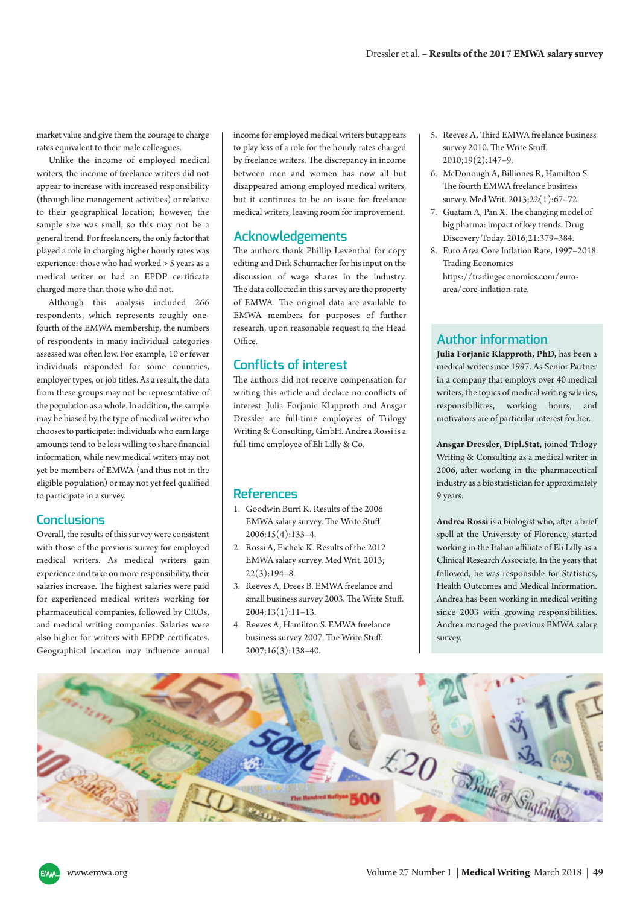market value and give them the courage to charge rates equivalent to their male colleagues.

Unlike the income of employed medical writers, the income of freelance writers did not appear to increase with increased responsibility (through line management activities) or relative to their geographical location; however, the sample size was small, so this may not be a general trend. For freelancers, the only factor that played a role in charging higher hourly rates was experience: those who had worked > 5 years as a medical writer or had an EPDP certificate charged more than those who did not.

Although this analysis included 266 respondents, which represents roughly one-fourth of the EMWA membership, the numbers of respondents in many individual categories assessed was often low. For example, 10 or fewer individuals responded for some countries, employer types, or job titles. As a result, the data from these groups may not be representative of the population as a whole. In addition, the sample may be biased by the type of medical writer who chooses to participate: individuals who earn large amounts tend to be less willing to share financial information, while new medical writers may not yet be members of EMWA (and thus not in the eligible population) or may not yet feel qualified to participate in a survey.

## Conclusions

Overall, the results of this survey were consistent with those of the previous survey for employed medical writers. As medical writers gain experience and take on more responsibility, their salaries increase. The highest salaries were paid for experienced medical writers working for pharmaceutical companies, followed by CROs, and medical writing companies. Salaries were also higher for writers with EPDP certificates. Geographical location may influence annual income for employed medical writers but appears to play less of a role for the hourly rates charged by freelance writers. The discrepancy in income between men and women has now all but disappeared among employed medical writers, but it continues to be an issue for freelance medical writers, leaving room for improvement.

## Acknowledgements

The authors thank Phillip Leventhal for copy editing and Dirk Schumacher for his input on the discussion of wage shares in the industry. The data collected in this survey are the property of EMWA. The original data are available to EMWA members for purposes of further research, upon reasonable request to the Head Office.

## Conflicts of interest

The authors did not receive compensation for writing this article and declare no conflicts of interest. Julia Forjanic Klapproth and Ansgar Dressler are full-time employees of Trilogy Writing & Consulting, GmbH. Andrea Rossi is a full-time employee of Eli Lilly & Co.

## References

1. Goodwin Burri K. Results of the 2006 EMWA salary survey. The Write Stuff. 2006;15(4):133–4.
2. Rossi A, Eichele K. Results of the 2012 EMWA salary survey. Med Writ. 2013; 22(3):194–8.
3. Reeves A, Drees B. EMWA freelance and small business survey 2003. The Write Stuff. 2004;13(1):11–13.
4. Reeves A, Hamilton S. EMWA freelance business survey 2007. The Write Stuff. 2007;16(3):138–40.
5. Reeves A. Third EMWA freelance business survey 2010. The Write Stuff. 2010;19(2):147–9.
6. McDonough A, Billiones R, Hamilton S. The fourth EMWA freelance business survey. Med Writ. 2013;22(1):67–72.
7. Guatam A, Pan X. The changing model of big pharma: impact of key trends. Drug Discovery Today. 2016;21:379–384.
8. Euro Area Core Inflation Rate, 1997–2018. Trading Economics https://tradingeconomics.com/euro-area/core-inflation-rate.

## Author information

**Julia Forjanic Klapproth, PhD,** has been a medical writer since 1997. As Senior Partner in a company that employs over 40 medical writers, the topics of medical writing salaries, responsibilities, working hours, and motivators are of particular interest for her.

**Ansgar Dressler, Dipl.Stat,** joined Trilogy Writing & Consulting as a medical writer in 2006, after working in the pharmaceutical industry as a biostatistician for approximately 9 years.

**Andrea Rossi** is a biologist who, after a brief spell at the University of Florence, started working in the Italian affiliate of Eli Lilly as a Clinical Research Associate. In the years that followed, he was responsible for Statistics, Health Outcomes and Medical Information. Andrea has been working in medical writing since 2003 with growing responsibilities. Andrea managed the previous EMWA salary survey.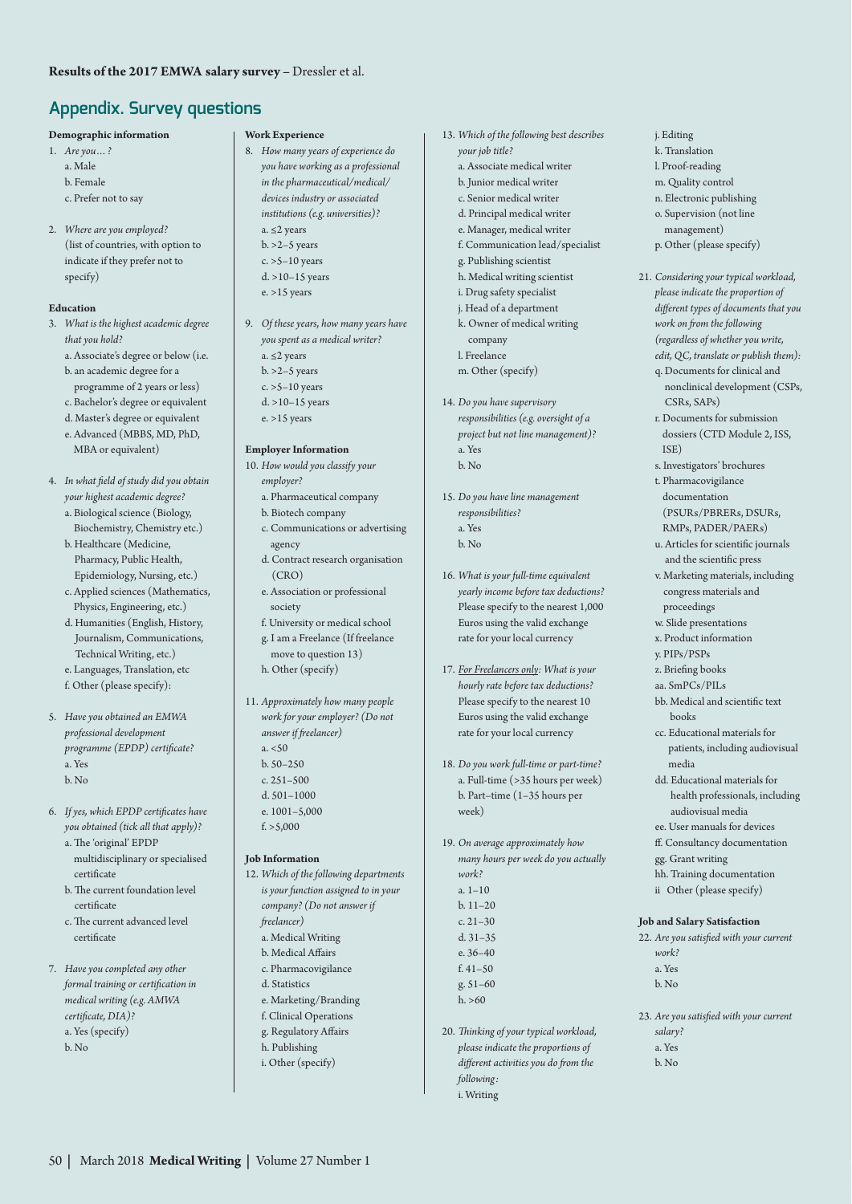## Appendix. Survey questions

**Demographic information**

1. *Are you… ?*
   a. Male
   b. Female
   c. Prefer not to say

2. *Where are you employed?*
   (list of countries, with option to indicate if they prefer not to specify)

**Education**

3. *What is the highest academic degree that you hold?*
   a. Associate's degree or below (i.e.
   b. an academic degree for a programme of 2 years or less)
   c. Bachelor's degree or equivalent
   d. Master's degree or equivalent
   e. Advanced (MBBS, MD, PhD, MBA or equivalent)

4. *In what field of study did you obtain your highest academic degree?*
   a. Biological science (Biology, Biochemistry, Chemistry etc.)
   b. Healthcare (Medicine, Pharmacy, Public Health, Epidemiology, Nursing, etc.)
   c. Applied sciences (Mathematics, Physics, Engineering, etc.)
   d. Humanities (English, History, Journalism, Communications, Technical Writing, etc.)
   e. Languages, Translation, etc
   f. Other (please specify):

5. *Have you obtained an EMWA professional development programme (EPDP) certificate?*
   a. Yes
   b. No

6. *If yes, which EPDP certificates have you obtained (tick all that apply)?*
   a. The 'original' EPDP multidisciplinary or specialised certificate
   b. The current foundation level certificate
   c. The current advanced level certificate

7. *Have you completed any other formal training or certification in medical writing (e.g. AMWA certificate, DIA)?*
   a. Yes (specify)
   b. No

**Work Experience**

8. *How many years of experience do you have working as a professional in the pharmaceutical/medical/devices industry or associated institutions (e.g. universities)?*
   a. ≤2 years
   b. >2–5 years
   c. >5–10 years
   d. >10–15 years
   e. >15 years

9. *Of these years, how many years have you spent as a medical writer?*
   a. ≤2 years
   b. >2–5 years
   c. >5–10 years
   d. >10–15 years
   e. >15 years

**Employer Information**

10. *How would you classify your employer?*
    a. Pharmaceutical company
    b. Biotech company
    c. Communications or advertising agency
    d. Contract research organisation (CRO)
    e. Association or professional society
    f. University or medical school
    g. I am a Freelance (If freelance move to question 13)
    h. Other (specify)

11. *Approximately how many people work for your employer? (Do not answer if freelancer)*
    a. <50
    b. 50–250
    c. 251–500
    d. 501–1000
    e. 1001–5,000
    f. >5,000

**Job Information**

12. *Which of the following departments is your function assigned to in your company? (Do not answer if freelancer)*
    a. Medical Writing
    b. Medical Affairs
    c. Pharmacovigilance
    d. Statistics
    e. Marketing/Branding
    f. Clinical Operations
    g. Regulatory Affairs
    h. Publishing
    i. Other (specify)

13. *Which of the following best describes your job title?*
    a. Associate medical writer
    b. Junior medical writer
    c. Senior medical writer
    d. Principal medical writer
    e. Manager, medical writer
    f. Communication lead/specialist
    g. Publishing scientist
    h. Medical writing scientist
    i. Drug safety specialist
    j. Head of a department
    k. Owner of medical writing company
    l. Freelance
    m. Other (specify)

14. *Do you have supervisory responsibilities (e.g. oversight of a project but not line management)?*
    a. Yes
    b. No

15. *Do you have line management responsibilities?*
    a. Yes
    b. No

16. *What is your full-time equivalent yearly income before tax deductions?* Please specify to the nearest 1,000 Euros using the valid exchange rate for your local currency

17. *<u>For Freelancers only</u>: What is your hourly rate before tax deductions?* Please specify to the nearest 10 Euros using the valid exchange rate for your local currency

18. *Do you work full-time or part-time?*
    a. Full-time (>35 hours per week)
    b. Part–time (1–35 hours per week)

19. *On average approximately how many hours per week do you actually work?*
    a. 1–10
    b. 11–20
    c. 21–30
    d. 31–35
    e. 36–40
    f. 41–50
    g. 51–60
    h. >60

20. *Thinking of your typical workload, please indicate the proportions of different activities you do from the following:*
    i. Writing
    j. Editing
    k. Translation
    l. Proof-reading
    m. Quality control
    n. Electronic publishing
    o. Supervision (not line management)
    p. Other (please specify)

21. *Considering your typical workload, please indicate the proportion of different types of documents that you work on from the following (regardless of whether you write, edit, QC, translate or publish them):*
    q. Documents for clinical and nonclinical development (CSPs, CSRs, SAPs)
    r. Documents for submission dossiers (CTD Module 2, ISS, ISE)
    s. Investigators' brochures
    t. Pharmacovigilance documentation (PSURs/PBRERs, DSURs, RMPs, PADER/PAERs)
    u. Articles for scientific journals and the scientific press
    v. Marketing materials, including congress materials and proceedings
    w. Slide presentations
    x. Product information
    y. PIPs/PSPs
    z. Briefing books
    aa. SmPCs/PILs
    bb. Medical and scientific text books
    cc. Educational materials for patients, including audiovisual media
    dd. Educational materials for health professionals, including audiovisual media
    ee. User manuals for devices
    ff. Consultancy documentation
    gg. Grant writing
    hh. Training documentation
    ii Other (please specify)

**Job and Salary Satisfaction**

22. *Are you satisfied with your current work?*
    a. Yes
    b. No

23. *Are you satisfied with your current salary?*
    a. Yes
    b. No